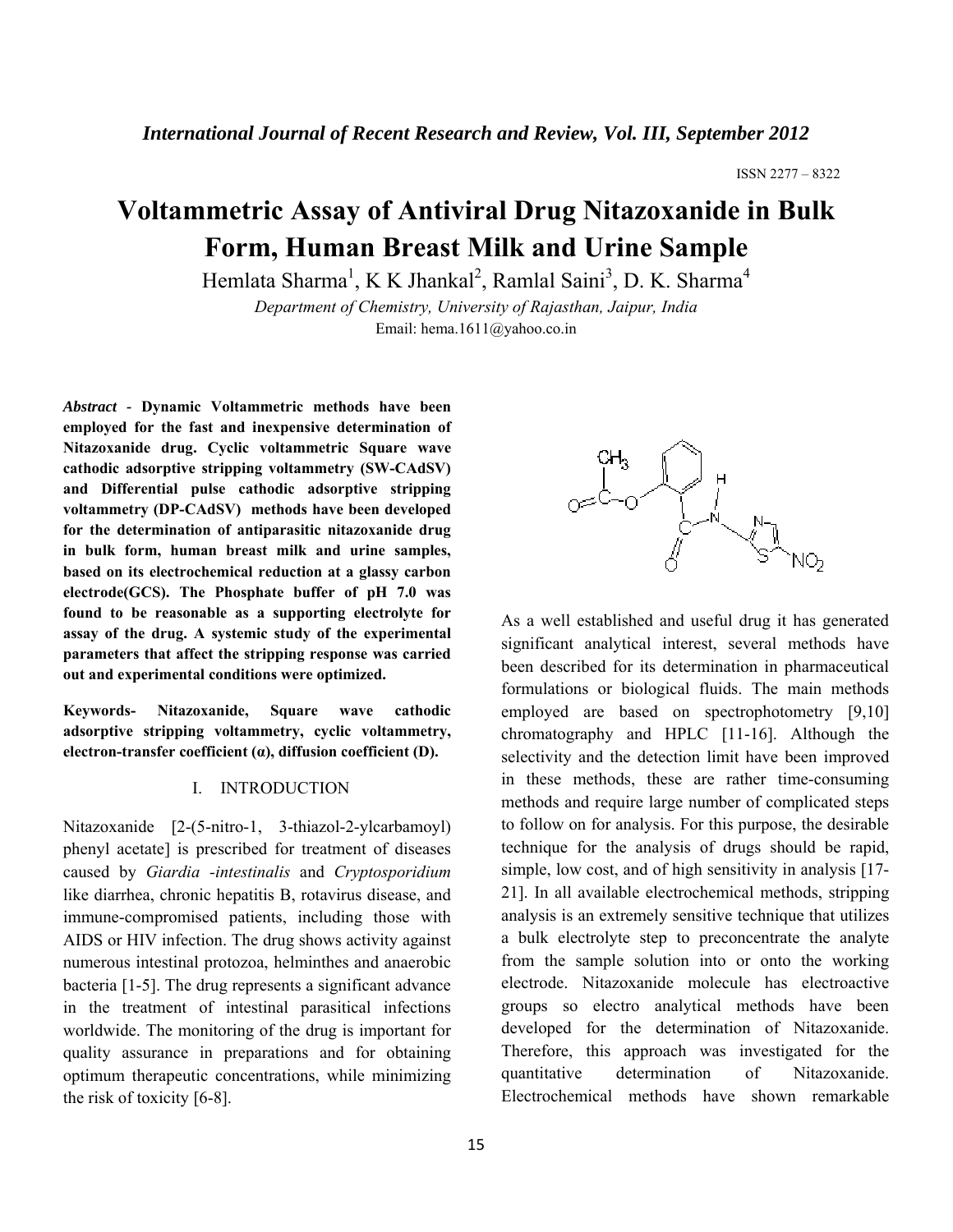ISSN 2277 – 8322

# Voltammetric Assay of Antiviral Drug Nitazoxanide in Bulk Form, Human Breast Milk and Urine Sample

Hemlata Sharma[1], K K Jhankal[2], Ramlal Saini[3], D. K. Sharma[4]

*Department of Chemistry, University of Rajasthan, Jaipur, India*

Email: hema.1611@yahoo.co.in

***Abstract*** **- Dynamic Voltammetric methods have been employed for the fast and inexpensive determination of Nitazoxanide drug. Cyclic voltammetric Square wave cathodic adsorptive stripping voltammetry (SW-CAdSV) and Differential pulse cathodic adsorptive stripping voltammetry (DP-CAdSV) methods have been developed for the determination of antiparasitic nitazoxanide drug in bulk form, human breast milk and urine samples, based on its electrochemical reduction at a glassy carbon electrode(GCS). The Phosphate buffer of pH 7.0 was found to be reasonable as a supporting electrolyte for assay of the drug. A systemic study of the experimental parameters that affect the stripping response was carried out and experimental conditions were optimized.**

**Keywords- Nitazoxanide, Square wave cathodic adsorptive stripping voltammetry, cyclic voltammetry, electron-transfer coefficient (α), diffusion coefficient (D).**

## I. INTRODUCTION

Nitazoxanide [2-(5-nitro-1, 3-thiazol-2-ylcarbamoyl) phenyl acetate] is prescribed for treatment of diseases caused by *Giardia -intestinalis* and *Cryptosporidium* like diarrhea, chronic hepatitis B, rotavirus disease, and immune-compromised patients, including those with AIDS or HIV infection. The drug shows activity against numerous intestinal protozoa, helminthes and anaerobic bacteria [1-5]. The drug represents a significant advance in the treatment of intestinal parasitical infections worldwide. The monitoring of the drug is important for quality assurance in preparations and for obtaining optimum therapeutic concentrations, while minimizing the risk of toxicity [6-8].

As a well established and useful drug it has generated significant analytical interest, several methods have been described for its determination in pharmaceutical formulations or biological fluids. The main methods employed are based on spectrophotometry [9,10] chromatography and HPLC [11-16]. Although the selectivity and the detection limit have been improved in these methods, these are rather time-consuming methods and require large number of complicated steps to follow on for analysis. For this purpose, the desirable technique for the analysis of drugs should be rapid, simple, low cost, and of high sensitivity in analysis [17-21]. In all available electrochemical methods, stripping analysis is an extremely sensitive technique that utilizes a bulk electrolyte step to preconcentrate the analyte from the sample solution into or onto the working electrode. Nitazoxanide molecule has electroactive groups so electro analytical methods have been developed for the determination of Nitazoxanide. Therefore, this approach was investigated for the quantitative determination of Nitazoxanide. Electrochemical methods have shown remarkable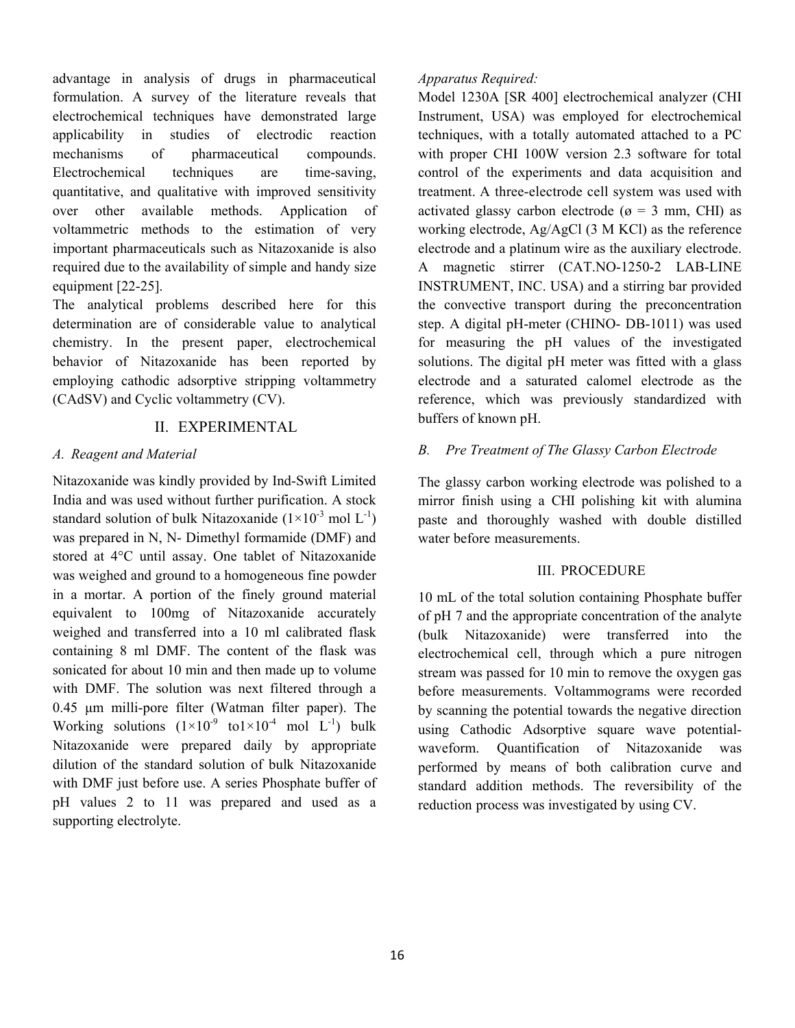advantage in analysis of drugs in pharmaceutical formulation. A survey of the literature reveals that electrochemical techniques have demonstrated large applicability in studies of electrodic reaction mechanisms of pharmaceutical compounds. Electrochemical techniques are time-saving, quantitative, and qualitative with improved sensitivity over other available methods. Application of voltammetric methods to the estimation of very important pharmaceuticals such as Nitazoxanide is also required due to the availability of simple and handy size equipment [22-25].

The analytical problems described here for this determination are of considerable value to analytical chemistry. In the present paper, electrochemical behavior of Nitazoxanide has been reported by employing cathodic adsorptive stripping voltammetry (CAdSV) and Cyclic voltammetry (CV).

## II. EXPERIMENTAL

### *A. Reagent and Material*

Nitazoxanide was kindly provided by Ind-Swift Limited India and was used without further purification. A stock standard solution of bulk Nitazoxanide ($1\times10^{-3}$ mol $L^{-1}$) was prepared in N, N- Dimethyl formamide (DMF) and stored at 4°C until assay. One tablet of Nitazoxanide was weighed and ground to a homogeneous fine powder in a mortar. A portion of the finely ground material equivalent to 100mg of Nitazoxanide accurately weighed and transferred into a 10 ml calibrated flask containing 8 ml DMF. The content of the flask was sonicated for about 10 min and then made up to volume with DMF. The solution was next filtered through a 0.45 µm milli-pore filter (Watman filter paper). The Working solutions ($1\times10^{-9}$ to$1\times10^{-4}$ mol $L^{-1}$) bulk Nitazoxanide were prepared daily by appropriate dilution of the standard solution of bulk Nitazoxanide with DMF just before use. A series Phosphate buffer of pH values 2 to 11 was prepared and used as a supporting electrolyte.

*Apparatus Required:*

Model 1230A [SR 400] electrochemical analyzer (CHI Instrument, USA) was employed for electrochemical techniques, with a totally automated attached to a PC with proper CHI 100W version 2.3 software for total control of the experiments and data acquisition and treatment. A three-electrode cell system was used with activated glassy carbon electrode (ø = 3 mm, CHI) as working electrode, Ag/AgCl (3 M KCl) as the reference electrode and a platinum wire as the auxiliary electrode. A magnetic stirrer (CAT.NO-1250-2 LAB-LINE INSTRUMENT, INC. USA) and a stirring bar provided the convective transport during the preconcentration step. A digital pH-meter (CHINO- DB-1011) was used for measuring the pH values of the investigated solutions. The digital pH meter was fitted with a glass electrode and a saturated calomel electrode as the reference, which was previously standardized with buffers of known pH.

### *B. Pre Treatment of The Glassy Carbon Electrode*

The glassy carbon working electrode was polished to a mirror finish using a CHI polishing kit with alumina paste and thoroughly washed with double distilled water before measurements.

## III. PROCEDURE

10 mL of the total solution containing Phosphate buffer of pH 7 and the appropriate concentration of the analyte (bulk Nitazoxanide) were transferred into the electrochemical cell, through which a pure nitrogen stream was passed for 10 min to remove the oxygen gas before measurements. Voltammograms were recorded by scanning the potential towards the negative direction using Cathodic Adsorptive square wave potential-waveform. Quantification of Nitazoxanide was performed by means of both calibration curve and standard addition methods. The reversibility of the reduction process was investigated by using CV.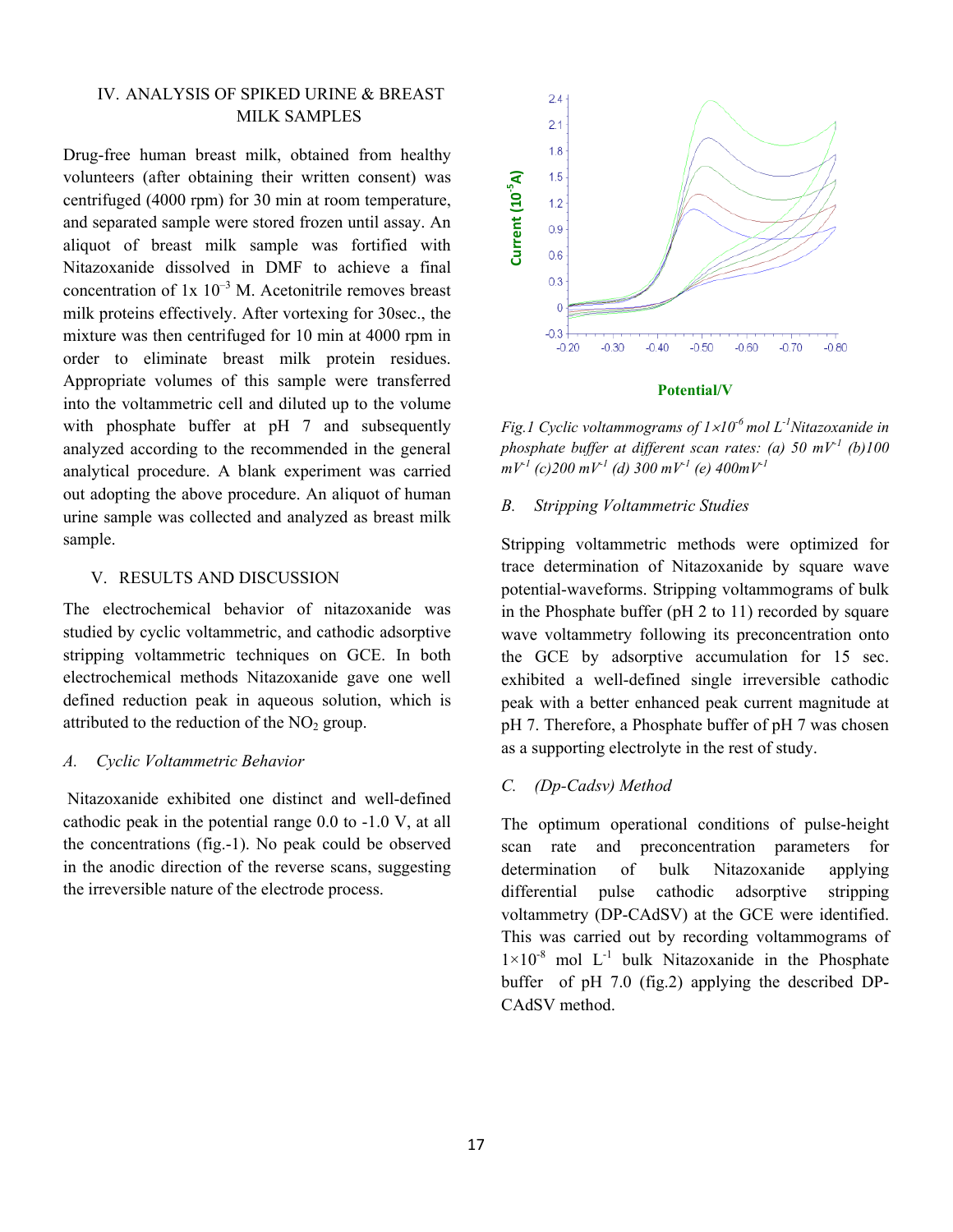## IV. ANALYSIS OF SPIKED URINE & BREAST MILK SAMPLES

Drug-free human breast milk, obtained from healthy volunteers (after obtaining their written consent) was centrifuged (4000 rpm) for 30 min at room temperature, and separated sample were stored frozen until assay. An aliquot of breast milk sample was fortified with Nitazoxanide dissolved in DMF to achieve a final concentration of 1x $10^{-3}$ M. Acetonitrile removes breast milk proteins effectively. After vortexing for 30sec., the mixture was then centrifuged for 10 min at 4000 rpm in order to eliminate breast milk protein residues. Appropriate volumes of this sample were transferred into the voltammetric cell and diluted up to the volume with phosphate buffer at pH 7 and subsequently analyzed according to the recommended in the general analytical procedure. A blank experiment was carried out adopting the above procedure. An aliquot of human urine sample was collected and analyzed as breast milk sample.

## V. RESULTS AND DISCUSSION

The electrochemical behavior of nitazoxanide was studied by cyclic voltammetric, and cathodic adsorptive stripping voltammetric techniques on GCE. In both electrochemical methods Nitazoxanide gave one well defined reduction peak in aqueous solution, which is attributed to the reduction of the $NO_2$ group.

### *A. Cyclic Voltammetric Behavior*

Nitazoxanide exhibited one distinct and well-defined cathodic peak in the potential range 0.0 to -1.0 V, at all the concentrations (fig.-1). No peak could be observed in the anodic direction of the reverse scans, suggesting the irreversible nature of the electrode process.

*Fig.1 Cyclic voltammograms of $1{\times}10^{-6}$ mol $L^{-1}$Nitazoxanide in phosphate buffer at different scan rates: (a) 50 $mV^{-1}$ (b)100 $mV^{-1}$ (c)200 $mV^{-1}$ (d) 300 $mV^{-1}$ (e) 400$mV^{-1}$*

### *B. Stripping Voltammetric Studies*

Stripping voltammetric methods were optimized for trace determination of Nitazoxanide by square wave potential-waveforms. Stripping voltammograms of bulk in the Phosphate buffer (pH 2 to 11) recorded by square wave voltammetry following its preconcentration onto the GCE by adsorptive accumulation for 15 sec. exhibited a well-defined single irreversible cathodic peak with a better enhanced peak current magnitude at pH 7. Therefore, a Phosphate buffer of pH 7 was chosen as a supporting electrolyte in the rest of study.

### *C. (Dp-Cadsv) Method*

The optimum operational conditions of pulse-height scan rate and preconcentration parameters for determination of bulk Nitazoxanide applying differential pulse cathodic adsorptive stripping voltammetry (DP-CAdSV) at the GCE were identified. This was carried out by recording voltammograms of $1{\times}10^{-8}$ mol $L^{-1}$ bulk Nitazoxanide in the Phosphate buffer of pH 7.0 (fig.2) applying the described DP-CAdSV method.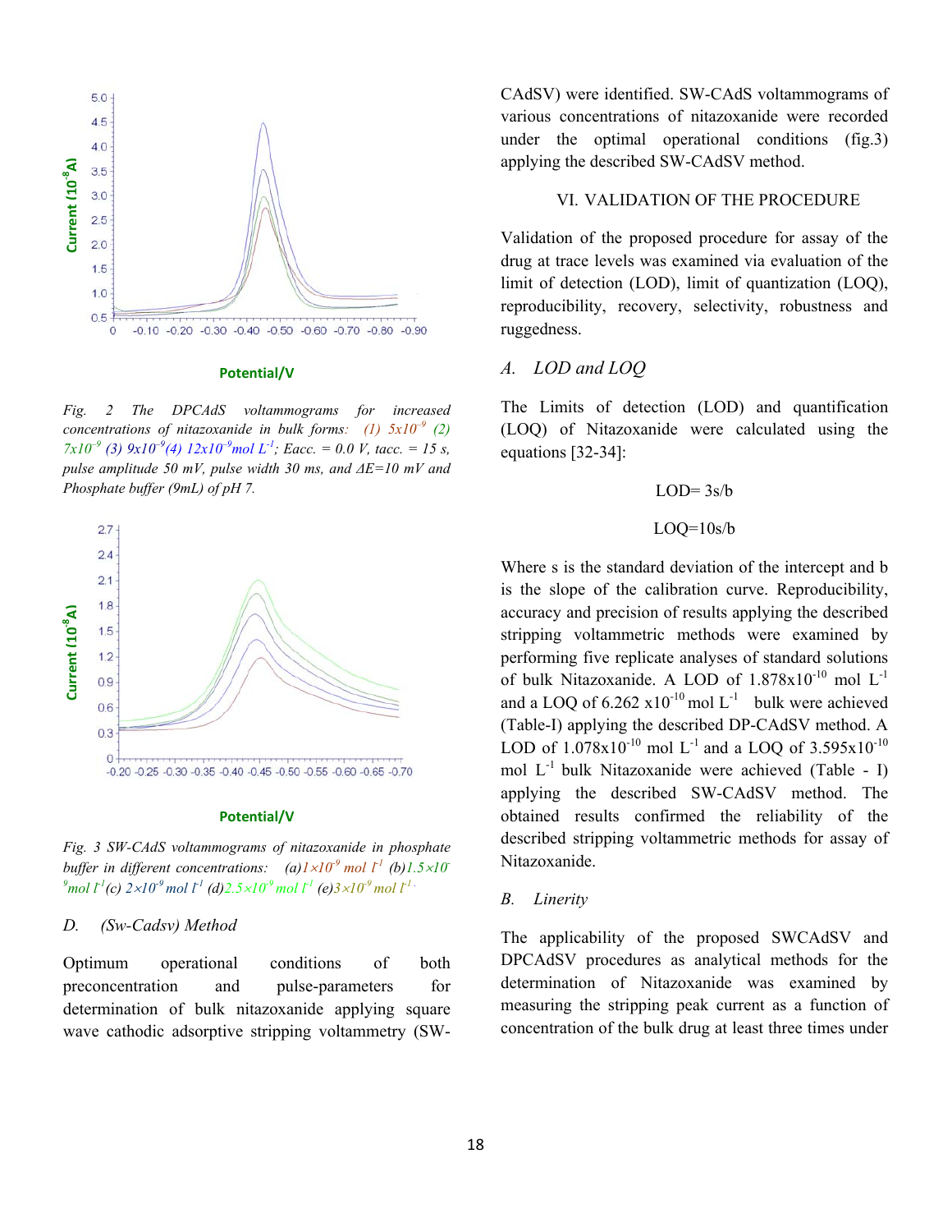Fig. 2 The DPCAdS voltammograms for increased concentrations of nitazoxanide in bulk forms: (1) $5x10^{-9}$ (2) $7x10^{-9}$ (3) $9x10^{-9}$(4) $12x10^{-9}$mol $L^{-1}$; Eacc. = 0.0 V, tacc. = 15 s, pulse amplitude 50 mV, pulse width 30 ms, and ΔE=10 mV and Phosphate buffer (9mL) of pH 7.

Fig. 3 SW-CAdS voltammograms of nitazoxanide in phosphate buffer in different concentrations: (a)$1\times10^{-9}$ mol $l^{-1}$ (b)$1.5\times10^{-9}$mol $l^{-1}$(c) $2\times10^{-9}$ mol $l^{-1}$ (d)$2.5\times10^{-9}$ mol $l^{-1}$ (e)$3\times10^{-9}$ mol $l^{-1}$.

### D. (Sw-Cadsv) Method

Optimum operational conditions of both preconcentration and pulse-parameters for determination of bulk nitazoxanide applying square wave cathodic adsorptive stripping voltammetry (SW-CAdSV) were identified. SW-CAdS voltammograms of various concentrations of nitazoxanide were recorded under the optimal operational conditions (fig.3) applying the described SW-CAdSV method.

## VI. VALIDATION OF THE PROCEDURE

Validation of the proposed procedure for assay of the drug at trace levels was examined via evaluation of the limit of detection (LOD), limit of quantization (LOQ), reproducibility, recovery, selectivity, robustness and ruggedness.

### A. LOD and LOQ

The Limits of detection (LOD) and quantification (LOQ) of Nitazoxanide were calculated using the equations [32-34]:

$$LOD= 3s/b$$

$$LOQ=10s/b$$

Where s is the standard deviation of the intercept and b is the slope of the calibration curve. Reproducibility, accuracy and precision of results applying the described stripping voltammetric methods were examined by performing five replicate analyses of standard solutions of bulk Nitazoxanide. A LOD of $1.878x10^{-10}$ mol $L^{-1}$ and a LOQ of 6.262 $x10^{-10}$ mol $L^{-1}$ bulk were achieved (Table-I) applying the described DP-CAdSV method. A LOD of $1.078x10^{-10}$ mol $L^{-1}$ and a LOQ of $3.595x10^{-10}$ mol $L^{-1}$ bulk Nitazoxanide were achieved (Table - I) applying the described SW-CAdSV method. The obtained results confirmed the reliability of the described stripping voltammetric methods for assay of Nitazoxanide.

### B. Linerity

The applicability of the proposed SWCAdSV and DPCAdSV procedures as analytical methods for the determination of Nitazoxanide was examined by measuring the stripping peak current as a function of concentration of the bulk drug at least three times under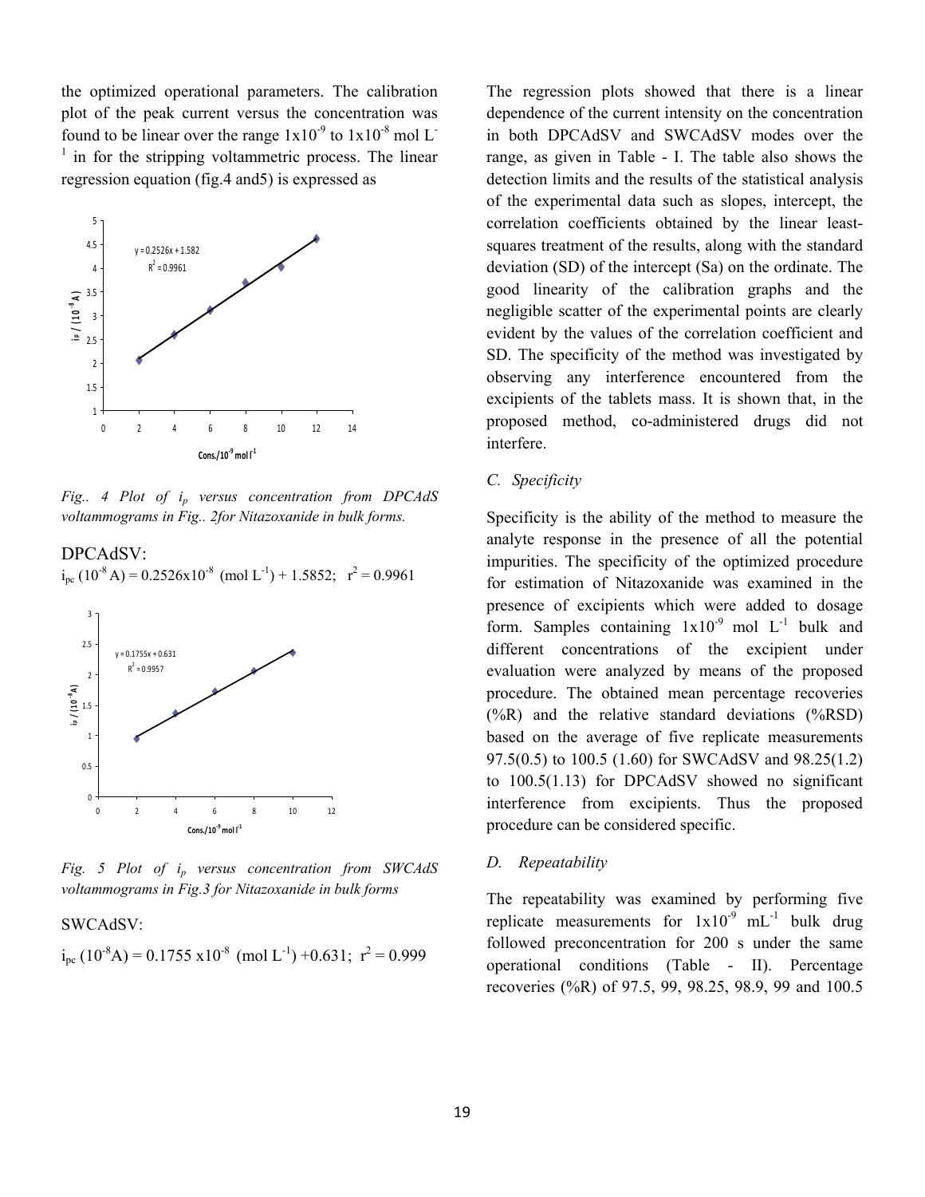the optimized operational parameters. The calibration plot of the peak current versus the concentration was found to be linear over the range $1x10^{-9}$ to $1x10^{-8}$ mol $L^{-1}$ in for the stripping voltammetric process. The linear regression equation (fig.4 and5) is expressed as

*Fig.. 4 Plot of $i_p$ versus concentration from DPCAdS voltammograms in Fig.. 2for Nitazoxanide in bulk forms.*

DPCAdSV:

$i_{pc}$ ($10^{-8}$ A) = 0.2526x$10^{-8}$ (mol $L^{-1}$) + 1.5852; $r^2$ = 0.9961

*Fig. 5 Plot of $i_p$ versus concentration from SWCAdS voltammograms in Fig.3 for Nitazoxanide in bulk forms*

SWCAdSV:

$i_{pc}$ ($10^{-8}$A) = 0.1755 x$10^{-8}$ (mol $L^{-1}$) +0.631; $r^2$ = 0.999

The regression plots showed that there is a linear dependence of the current intensity on the concentration in both DPCAdSV and SWCAdSV modes over the range, as given in Table - I. The table also shows the detection limits and the results of the statistical analysis of the experimental data such as slopes, intercept, the correlation coefficients obtained by the linear least-squares treatment of the results, along with the standard deviation (SD) of the intercept (Sa) on the ordinate. The good linearity of the calibration graphs and the negligible scatter of the experimental points are clearly evident by the values of the correlation coefficient and SD. The specificity of the method was investigated by observing any interference encountered from the excipients of the tablets mass. It is shown that, in the proposed method, co-administered drugs did not interfere.

### C. Specificity

Specificity is the ability of the method to measure the analyte response in the presence of all the potential impurities. The specificity of the optimized procedure for estimation of Nitazoxanide was examined in the presence of excipients which were added to dosage form. Samples containing $1x10^{-9}$ mol $L^{-1}$ bulk and different concentrations of the excipient under evaluation were analyzed by means of the proposed procedure. The obtained mean percentage recoveries (%R) and the relative standard deviations (%RSD) based on the average of five replicate measurements 97.5(0.5) to 100.5 (1.60) for SWCAdSV and 98.25(1.2) to 100.5(1.13) for DPCAdSV showed no significant interference from excipients. Thus the proposed procedure can be considered specific.

### D. Repeatability

The repeatability was examined by performing five replicate measurements for $1x10^{-9}$ $mL^{-1}$ bulk drug followed preconcentration for 200 s under the same operational conditions (Table - II). Percentage recoveries (%R) of 97.5, 99, 98.25, 98.9, 99 and 100.5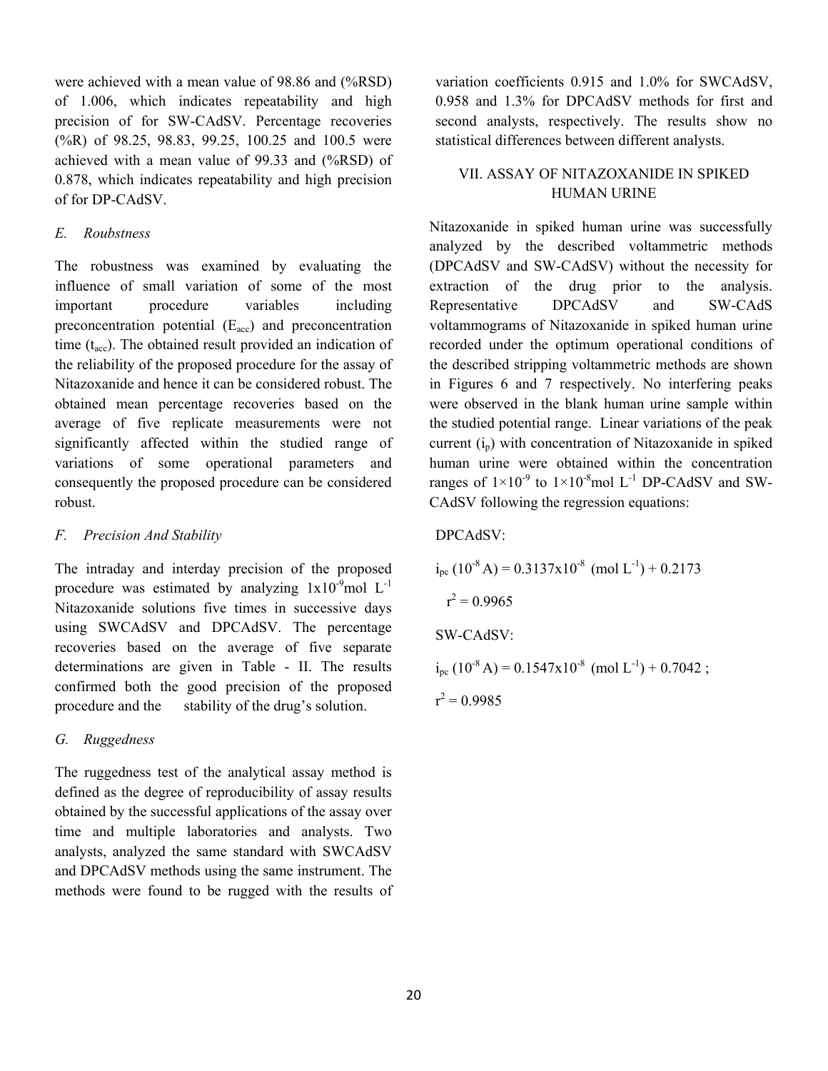were achieved with a mean value of 98.86 and (%RSD) of 1.006, which indicates repeatability and high precision of for SW-CAdSV. Percentage recoveries (%R) of 98.25, 98.83, 99.25, 100.25 and 100.5 were achieved with a mean value of 99.33 and (%RSD) of 0.878, which indicates repeatability and high precision of for DP-CAdSV.

### *E. Roubstness*

The robustness was examined by evaluating the influence of small variation of some of the most important procedure variables including preconcentration potential ($E_{acc}$) and preconcentration time ($t_{acc}$). The obtained result provided an indication of the reliability of the proposed procedure for the assay of Nitazoxanide and hence it can be considered robust. The obtained mean percentage recoveries based on the average of five replicate measurements were not significantly affected within the studied range of variations of some operational parameters and consequently the proposed procedure can be considered robust.

### *F. Precision And Stability*

The intraday and interday precision of the proposed procedure was estimated by analyzing $1\text{x}10^{-9}$mol $L^{-1}$ Nitazoxanide solutions five times in successive days using SWCAdSV and DPCAdSV. The percentage recoveries based on the average of five separate determinations are given in Table - II. The results confirmed both the good precision of the proposed procedure and the stability of the drug's solution.

### *G. Ruggedness*

The ruggedness test of the analytical assay method is defined as the degree of reproducibility of assay results obtained by the successful applications of the assay over time and multiple laboratories and analysts. Two analysts, analyzed the same standard with SWCAdSV and DPCAdSV methods using the same instrument. The methods were found to be rugged with the results of variation coefficients 0.915 and 1.0% for SWCAdSV, 0.958 and 1.3% for DPCAdSV methods for first and second analysts, respectively. The results show no statistical differences between different analysts.

## VII. ASSAY OF NITAZOXANIDE IN SPIKED HUMAN URINE

Nitazoxanide in spiked human urine was successfully analyzed by the described voltammetric methods (DPCAdSV and SW-CAdSV) without the necessity for extraction of the drug prior to the analysis. Representative DPCAdSV and SW-CAdS voltammograms of Nitazoxanide in spiked human urine recorded under the optimum operational conditions of the described stripping voltammetric methods are shown in Figures 6 and 7 respectively. No interfering peaks were observed in the blank human urine sample within the studied potential range. Linear variations of the peak current ($i_p$) with concentration of Nitazoxanide in spiked human urine were obtained within the concentration ranges of $1\times10^{-9}$ to $1\times10^{-8}$mol $L^{-1}$ DP-CAdSV and SW-CAdSV following the regression equations:

DPCAdSV:

$$i_{pc}\ (10^{-8}\ A) = 0.3137\text{x}10^{-8}\ (\text{mol } L^{-1}) + 0.2173$$

$$r^2 = 0.9965$$

SW-CAdSV:

$$i_{pc}\ (10^{-8}\ A) = 0.1547\text{x}10^{-8}\ (\text{mol } L^{-1}) + 0.7042\ ;$$

$$r^2 = 0.9985$$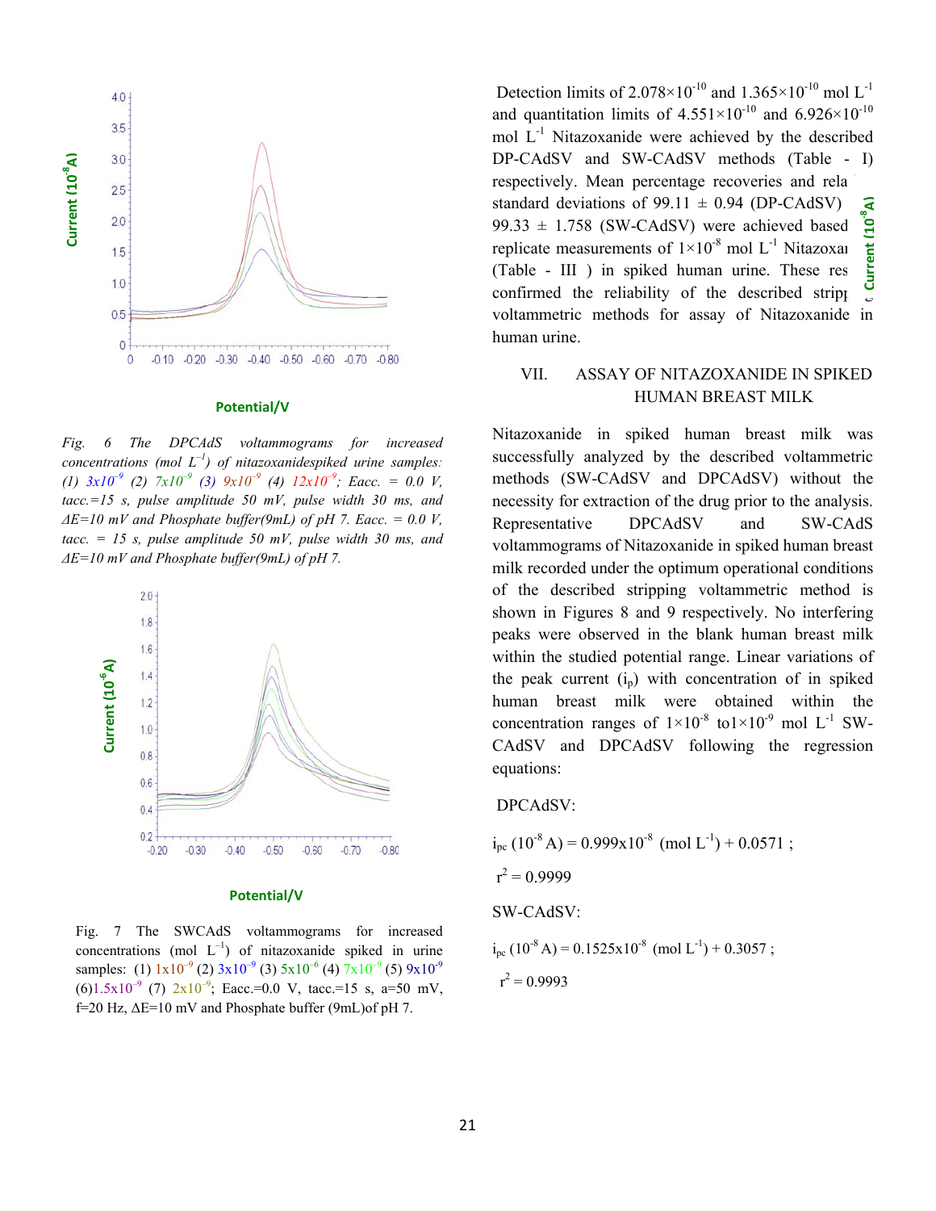Fig. 6 The DPCAdS voltammograms for increased concentrations (mol $L^{-1}$) of nitazoxanidespiked urine samples: (1) $3x10^{-9}$ (2) $7x10^{-9}$ (3) $9x10^{-9}$ (4) $12x10^{-9}$; Eacc. = 0.0 V, tacc.=15 s, pulse amplitude 50 mV, pulse width 30 ms, and ΔE=10 mV and Phosphate buffer(9mL) of pH 7. Eacc. = 0.0 V, tacc. = 15 s, pulse amplitude 50 mV, pulse width 30 ms, and ΔE=10 mV and Phosphate buffer(9mL) of pH 7.

Fig. 7 The SWCAdS voltammograms for increased concentrations (mol $L^{-1}$) of nitazoxanide spiked in urine samples: (1) $1x10^{-9}$ (2) $3x10^{-9}$ (3) $5x10^{-6}$ (4) $7x10^{-9}$ (5) $9x10^{-9}$ (6)$1.5x10^{-9}$ (7) $2x10^{-9}$; Eacc.=0.0 V, tacc.=15 s, a=50 mV, f=20 Hz, ΔE=10 mV and Phosphate buffer (9mL)of pH 7.

Detection limits of $2.078\times10^{-10}$ and $1.365\times10^{-10}$ mol $L^{-1}$ and quantitation limits of $4.551\times10^{-10}$ and $6.926\times10^{-10}$ mol $L^{-1}$ Nitazoxanide were achieved by the described DP-CAdSV and SW-CAdSV methods (Table - I) respectively. Mean percentage recoveries and rela standard deviations of 99.11 ± 0.94 (DP-CAdSV) 99.33 ± 1.758 (SW-CAdSV) were achieved based replicate measurements of $1\times10^{-8}$ mol $L^{-1}$ Nitazoxa (Table - III ) in spiked human urine. These res confirmed the reliability of the described stripp voltammetric methods for assay of Nitazoxanide in human urine.

## VII. ASSAY OF NITAZOXANIDE IN SPIKED HUMAN BREAST MILK

Nitazoxanide in spiked human breast milk was successfully analyzed by the described voltammetric methods (SW-CAdSV and DPCAdSV) without the necessity for extraction of the drug prior to the analysis. Representative DPCAdSV and SW-CAdS voltammograms of Nitazoxanide in spiked human breast milk recorded under the optimum operational conditions of the described stripping voltammetric method is shown in Figures 8 and 9 respectively. No interfering peaks were observed in the blank human breast milk within the studied potential range. Linear variations of the peak current ($i_p$) with concentration of in spiked human breast milk were obtained within the concentration ranges of $1\times10^{-8}$ to$1\times10^{-9}$ mol $L^{-1}$ SW-CAdSV and DPCAdSV following the regression equations:

DPCAdSV:

$$i_{pc}\ (10^{-8}\ A) = 0.999x10^{-8}\ (mol\ L^{-1}) + 0.0571\ ;$$

$$r^2 = 0.9999$$

SW-CAdSV:

$$i_{pc}\ (10^{-8}\ A) = 0.1525x10^{-8}\ (mol\ L^{-1}) + 0.3057\ ;$$

$$r^2 = 0.9993$$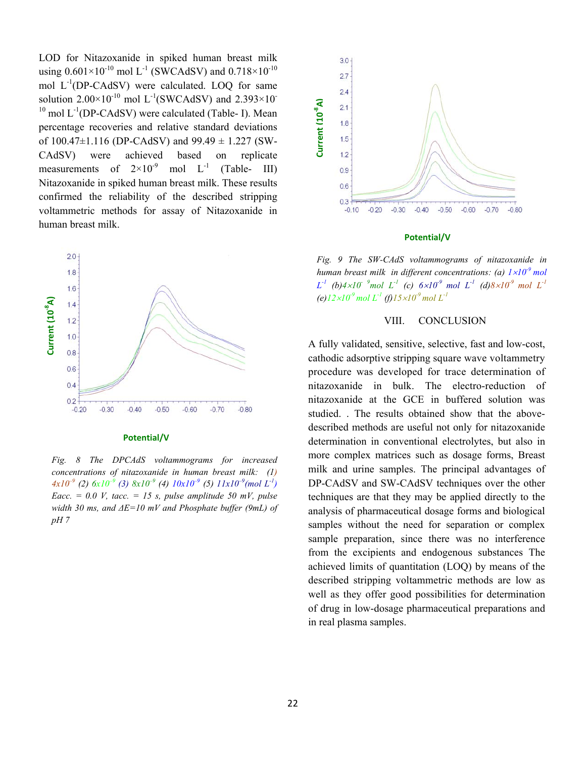LOD for Nitazoxanide in spiked human breast milk using $0.601\times10^{-10}$ mol $L^{-1}$ (SWCAdSV) and $0.718\times10^{-10}$ mol $L^{-1}$(DP-CAdSV) were calculated. LOQ for same solution $2.00\times10^{-10}$ mol $L^{-1}$(SWCAdSV) and $2.393\times10^{-10}$ mol $L^{-1}$(DP-CAdSV) were calculated (Table- I). Mean percentage recoveries and relative standard deviations of 100.47±1.116 (DP-CAdSV) and 99.49 ± 1.227 (SW-CAdSV) were achieved based on replicate measurements of $2\times10^{-9}$ mol $L^{-1}$ (Table- III) Nitazoxanide in spiked human breast milk. These results confirmed the reliability of the described stripping voltammetric methods for assay of Nitazoxanide in human breast milk.

*Fig. 8 The DPCAdS voltammograms for increased concentrations of nitazoxanide in human breast milk: (1) $4x10^{-9}$ (2) $6x10^{-9}$ (3) $8x10^{-9}$ (4) $10x10^{-9}$ (5) $11x10^{-9}$(mol $L^{-1}$) Eacc. = 0.0 V, tacc. = 15 s, pulse amplitude 50 mV, pulse width 30 ms, and ΔE=10 mV and Phosphate buffer (9mL) of pH 7*

*Fig. 9 The SW-CAdS voltammograms of nitazoxanide in human breast milk in different concentrations: (a) $1\times10^{-9}$ mol $L^{-1}$ (b)$4\times10^{-9}$mol $L^{-1}$ (c) $6\times10^{-9}$ mol $L^{-1}$ (d)$8\times10^{-9}$ mol $L^{-1}$ (e)$12\times10^{-9}$ mol $L^{-1}$ (f)$15\times10^{-9}$ mol $L^{-1}$*

## VIII. CONCLUSION

A fully validated, sensitive, selective, fast and low-cost, cathodic adsorptive stripping square wave voltammetry procedure was developed for trace determination of nitazoxanide in bulk. The electro-reduction of nitazoxanide at the GCE in buffered solution was studied. . The results obtained show that the above-described methods are useful not only for nitazoxanide determination in conventional electrolytes, but also in more complex matrices such as dosage forms, Breast milk and urine samples. The principal advantages of DP-CAdSV and SW-CAdSV techniques over the other techniques are that they may be applied directly to the analysis of pharmaceutical dosage forms and biological samples without the need for separation or complex sample preparation, since there was no interference from the excipients and endogenous substances The achieved limits of quantitation (LOQ) by means of the described stripping voltammetric methods are low as well as they offer good possibilities for determination of drug in low-dosage pharmaceutical preparations and in real plasma samples.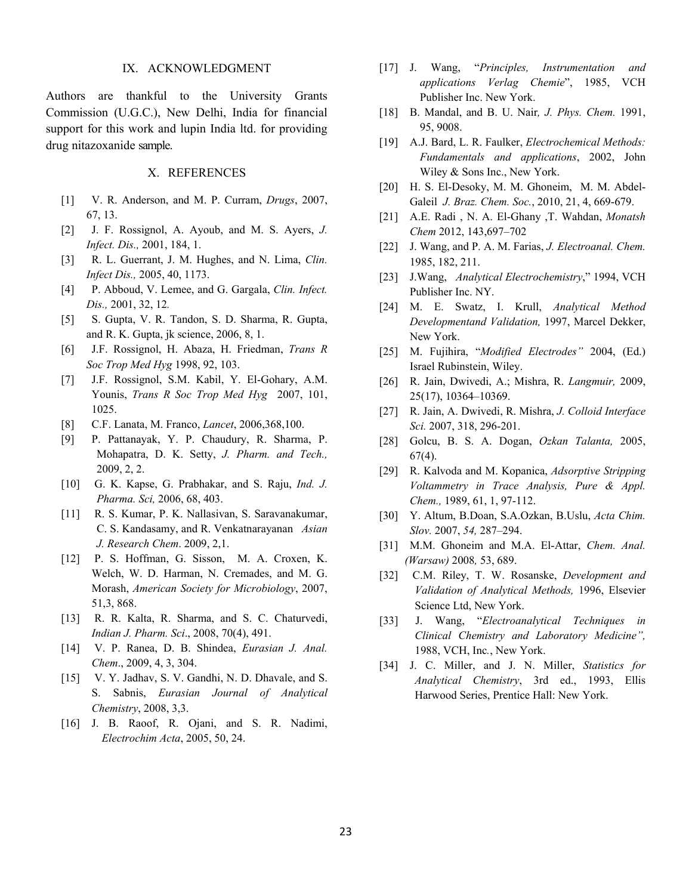## IX. ACKNOWLEDGMENT

Authors are thankful to the University Grants Commission (U.G.C.), New Delhi, India for financial support for this work and lupin India ltd. for providing drug nitazoxanide sample.

## X. REFERENCES

[1] V. R. Anderson, and M. P. Curram, *Drugs*, 2007, 67, 13.

[2] J. F. Rossignol, A. Ayoub, and M. S. Ayers, *J. Infect. Dis.,* 2001, 184, 1.

[3] R. L. Guerrant, J. M. Hughes, and N. Lima, *Clin. Infect Dis.,* 2005, 40, 1173.

[4] P. Abboud, V. Lemee, and G. Gargala, *Clin. Infect. Dis.,* 2001, 32, 12.

[5] S. Gupta, V. R. Tandon, S. D. Sharma, R. Gupta, and R. K. Gupta, jk science, 2006, 8, 1.

[6] J.F. Rossignol, H. Abaza, H. Friedman, *Trans R Soc Trop Med Hyg* 1998, 92, 103.

[7] J.F. Rossignol, S.M. Kabil, Y. El-Gohary, A.M. Younis, *Trans R Soc Trop Med Hyg* 2007, 101, 1025.

[8] C.F. Lanata, M. Franco, *Lancet*, 2006,368,100.

[9] P. Pattanayak, Y. P. Chaudury, R. Sharma, P. Mohapatra, D. K. Setty, *J. Pharm. and Tech.,* 2009, 2, 2.

[10] G. K. Kapse, G. Prabhakar, and S. Raju, *Ind. J. Pharma. Sci,* 2006, 68, 403.

[11] R. S. Kumar, P. K. Nallasivan, S. Saravanakumar, C. S. Kandasamy, and R. Venkatnarayanan *Asian J. Research Chem*. 2009, 2,1.

[12] P. S. Hoffman, G. Sisson, M. A. Croxen, K. Welch, W. D. Harman, N. Cremades, and M. G. Morash, *American Society for Microbiology*, 2007, 51,3, 868.

[13] R. R. Kalta, R. Sharma, and S. C. Chaturvedi, *Indian J. Pharm. Sci*., 2008, 70(4), 491.

[14] V. P. Ranea, D. B. Shindea, *Eurasian J. Anal. Chem*., 2009, 4, 3, 304.

[15] V. Y. Jadhav, S. V. Gandhi, N. D. Dhavale, and S. S. Sabnis, *Eurasian Journal of Analytical Chemistry*, 2008, 3,3.

[16] J. B. Raoof, R. Ojani, and S. R. Nadimi, *Electrochim Acta*, 2005, 50, 24.

[17] J. Wang, "*Principles, Instrumentation and applications Verlag Chemie*", 1985, VCH Publisher Inc. New York.

[18] B. Mandal, and B. U. Nair*, J. Phys. Chem.* 1991, 95, 9008.

[19] A.J. Bard, L. R. Faulker, *Electrochemical Methods: Fundamentals and applications*, 2002, John Wiley & Sons Inc., New York.

[20] H. S. El-Desoky, M. M. Ghoneim, M. M. Abdel-Galeil *J. Braz. Chem. Soc.*, 2010, 21, 4, 669-679.

[21] A.E. Radi , N. A. El-Ghany ,T. Wahdan, *Monatsh Chem* 2012, 143,697–702

[22] J. Wang, and P. A. M. Farias, *J. Electroanal. Chem.* 1985, 182, 211.

[23] J.Wang, *Analytical Electrochemistry*," 1994, VCH Publisher Inc. NY.

[24] M. E. Swatz, I. Krull, *Analytical Method Developmentand Validation,* 1997, Marcel Dekker, New York.

[25] M. Fujihira, "*Modified Electrodes"* 2004, (Ed.) Israel Rubinstein, Wiley.

[26] R. Jain, Dwivedi, A.; Mishra, R. *Langmuir,* 2009, 25(17), 10364–10369.

[27] R. Jain, A. Dwivedi, R. Mishra, *J. Colloid Interface Sci.* 2007, 318, 296-201.

[28] Golcu, B. S. A. Dogan, *Ozkan Talanta,* 2005, 67(4).

[29] R. Kalvoda and M. Kopanica, *Adsorptive Stripping Voltammetry in Trace Analysis, Pure & Appl. Chem.,* 1989, 61, 1, 97-112.

[30] Y. Altum, B.Doan, S.A.Ozkan, B.Uslu, *Acta Chim. Slov.* 2007, *54,* 287–294.

[31] M.M. Ghoneim and M.A. El-Attar, *Chem. Anal. (Warsaw)* 2008*,* 53, 689.

[32] C.M. Riley, T. W. Rosanske, *Development and Validation of Analytical Methods,* 1996, Elsevier Science Ltd, New York.

[33] J. Wang, "*Electroanalytical Techniques in Clinical Chemistry and Laboratory Medicine",* 1988, VCH, Inc*.*, New York.

[34] J. C. Miller, and J. N. Miller, *Statistics for Analytical Chemistry*, 3rd ed., 1993, Ellis Harwood Series, Prentice Hall: New York.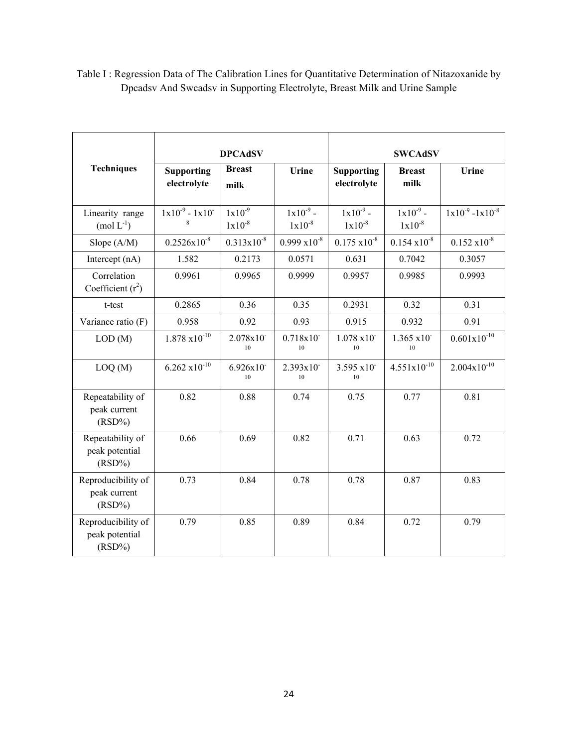Table I : Regression Data of The Calibration Lines for Quantitative Determination of Nitazoxanide by Dpcadsv And Swcadsv in Supporting Electrolyte, Breast Milk and Urine Sample

| Techniques | DPCAdSV | | | SWCAdSV | | |
|---|---|---|---|---|---|---|
| | **Supporting electrolyte** | **Breast milk** | **Urine** | **Supporting electrolyte** | **Breast milk** | **Urine** |
| Linearity range (mol $L^{-1}$) | $1x10^{-9}$ - $1x10^{-8}$ | $1x10^{-9}$ $1x10^{-8}$ | $1x10^{-9}$ - $1x10^{-8}$ | $1x10^{-9}$ - $1x10^{-8}$ | $1x10^{-9}$ - $1x10^{-8}$ | $1x10^{-9}$ -$1x10^{-8}$ |
| Slope (A/M) | $0.2526x10^{-8}$ | $0.313x10^{-8}$ | $0.999\ x10^{-8}$ | $0.175\ x10^{-8}$ | $0.154\ x10^{-8}$ | $0.152\ x10^{-8}$ |
| Intercept (nA) | 1.582 | 0.2173 | 0.0571 | 0.631 | 0.7042 | 0.3057 |
| Correlation Coefficient ($r^2$) | 0.9961 | 0.9965 | 0.9999 | 0.9957 | 0.9985 | 0.9993 |
| t-test | 0.2865 | 0.36 | 0.35 | 0.2931 | 0.32 | 0.31 |
| Variance ratio (F) | 0.958 | 0.92 | 0.93 | 0.915 | 0.932 | 0.91 |
| LOD (M) | $1.878\ x10^{-10}$ | $2.078x10^{-10}$ | $0.718x10^{-10}$ | $1.078\ x10^{-10}$ | $1.365\ x10^{-10}$ | $0.601x10^{-10}$ |
| LOQ (M) | $6.262\ x10^{-10}$ | $6.926x10^{-10}$ | $2.393x10^{-10}$ | $3.595\ x10^{-10}$ | $4.551x10^{-10}$ | $2.004x10^{-10}$ |
| Repeatability of peak current (RSD%) | 0.82 | 0.88 | 0.74 | 0.75 | 0.77 | 0.81 |
| Repeatability of peak potential (RSD%) | 0.66 | 0.69 | 0.82 | 0.71 | 0.63 | 0.72 |
| Reproducibility of peak current (RSD%) | 0.73 | 0.84 | 0.78 | 0.78 | 0.87 | 0.83 |
| Reproducibility of peak potential (RSD%) | 0.79 | 0.85 | 0.89 | 0.84 | 0.72 | 0.79 |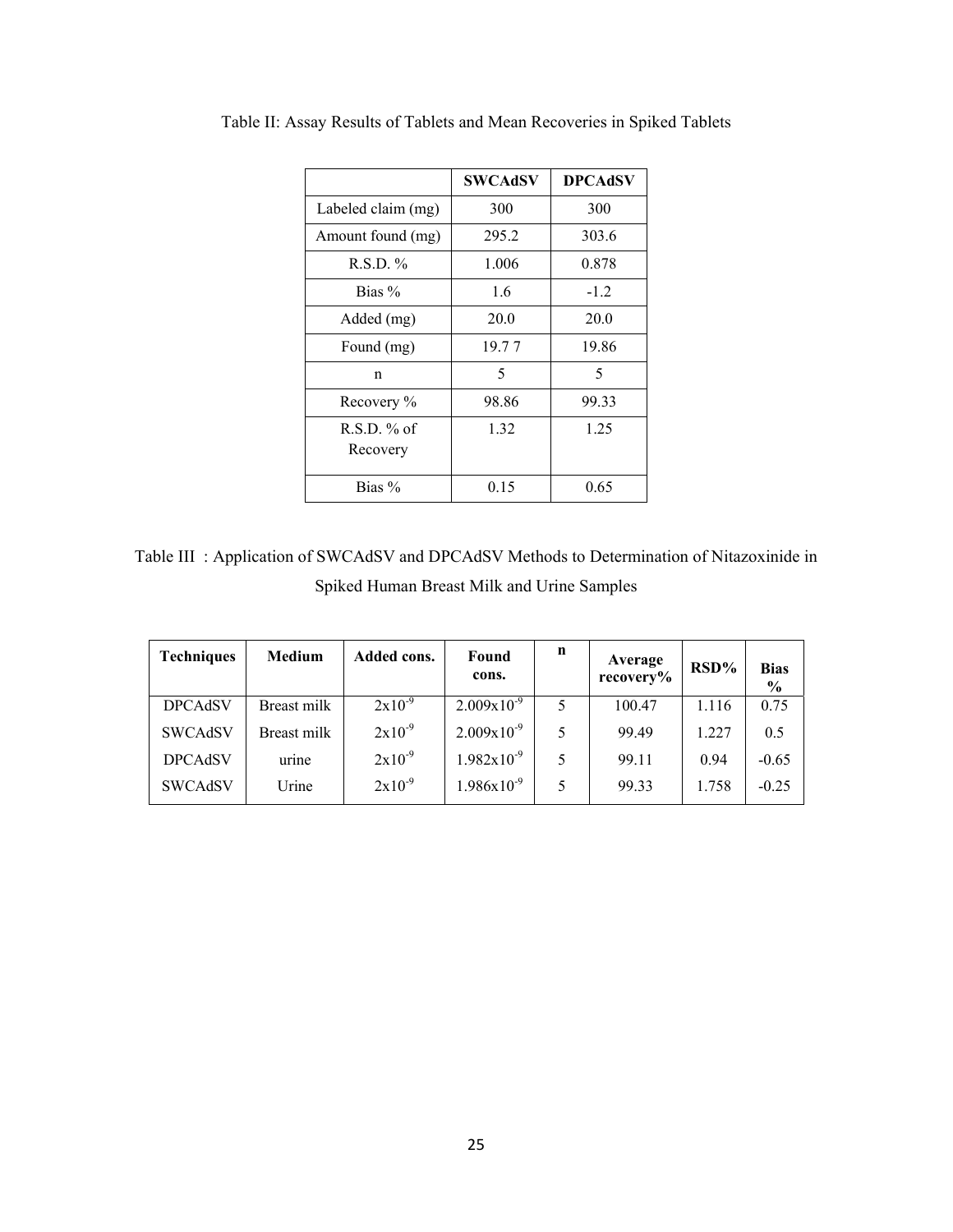Table II: Assay Results of Tablets and Mean Recoveries in Spiked Tablets

| | SWCAdSV | DPCAdSV |
| --- | --- | --- |
| Labeled claim (mg) | 300 | 300 |
| Amount found (mg) | 295.2 | 303.6 |
| R.S.D. % | 1.006 | 0.878 |
| Bias % | 1.6 | -1.2 |
| Added (mg) | 20.0 | 20.0 |
| Found (mg) | 19.7 7 | 19.86 |
| n | 5 | 5 |
| Recovery % | 98.86 | 99.33 |
| R.S.D. % of Recovery | 1.32 | 1.25 |
| Bias % | 0.15 | 0.65 |

Table III : Application of SWCAdSV and DPCAdSV Methods to Determination of Nitazoxinide in Spiked Human Breast Milk and Urine Samples

| Techniques | Medium | Added cons. | Found cons. | n | Average recovery% | RSD% | Bias % |
| --- | --- | --- | --- | --- | --- | --- | --- |
| DPCAdSV | Breast milk | $2x10^{-9}$ | $2.009x10^{-9}$ | 5 | 100.47 | 1.116 | 0.75 |
| SWCAdSV | Breast milk | $2x10^{-9}$ | $2.009x10^{-9}$ | 5 | 99.49 | 1.227 | 0.5 |
| DPCAdSV | urine | $2x10^{-9}$ | $1.982x10^{-9}$ | 5 | 99.11 | 0.94 | -0.65 |
| SWCAdSV | Urine | $2x10^{-9}$ | $1.986x10^{-9}$ | 5 | 99.33 | 1.758 | -0.25 |